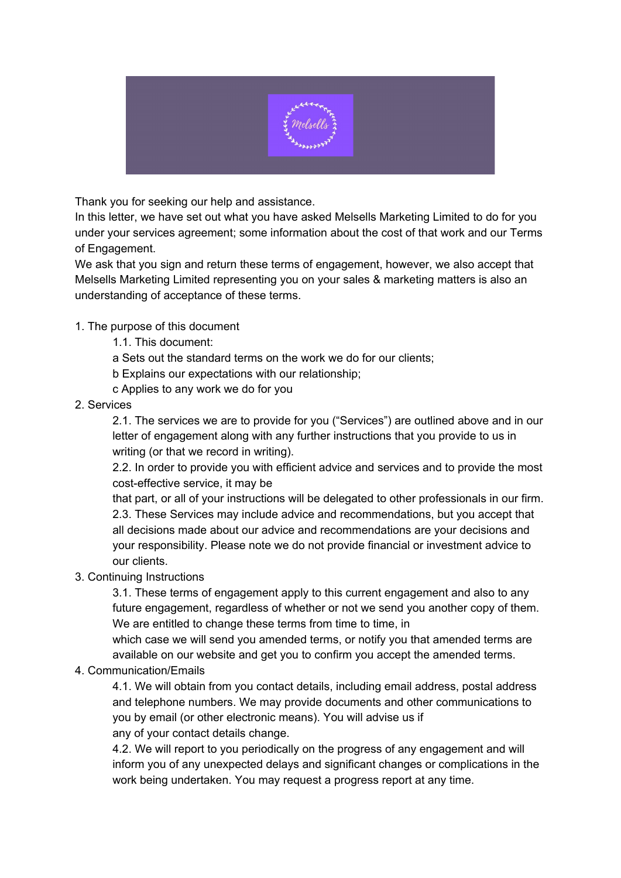Thank you for seeking our help and assistance.

In this letter, we have set out what you have asked Melsells Marketing Limited to do for you under your services agreement; some information about the cost of that work and our Terms of Engagement.

We ask that you sign and return these terms of engagement, however, we also accept that Melsells Marketing Limited representing you on your sales & marketing matters is also an understanding of acceptance of these terms.

1. The purpose of this document

    1.1. This document:

    a Sets out the standard terms on the work we do for our clients;

    b Explains our expectations with our relationship;

    c Applies to any work we do for you

2. Services

    2.1. The services we are to provide for you ("Services") are outlined above and in our letter of engagement along with any further instructions that you provide to us in writing (or that we record in writing).

    2.2. In order to provide you with efficient advice and services and to provide the most cost-effective service, it may be that part, or all of your instructions will be delegated to other professionals in our firm.

    2.3. These Services may include advice and recommendations, but you accept that all decisions made about our advice and recommendations are your decisions and your responsibility. Please note we do not provide financial or investment advice to our clients.

3. Continuing Instructions

    3.1. These terms of engagement apply to this current engagement and also to any future engagement, regardless of whether or not we send you another copy of them. We are entitled to change these terms from time to time, in which case we will send you amended terms, or notify you that amended terms are available on our website and get you to confirm you accept the amended terms.

4. Communication/Emails

    4.1. We will obtain from you contact details, including email address, postal address and telephone numbers. We may provide documents and other communications to you by email (or other electronic means). You will advise us if any of your contact details change.

    4.2. We will report to you periodically on the progress of any engagement and will inform you of any unexpected delays and significant changes or complications in the work being undertaken. You may request a progress report at any time.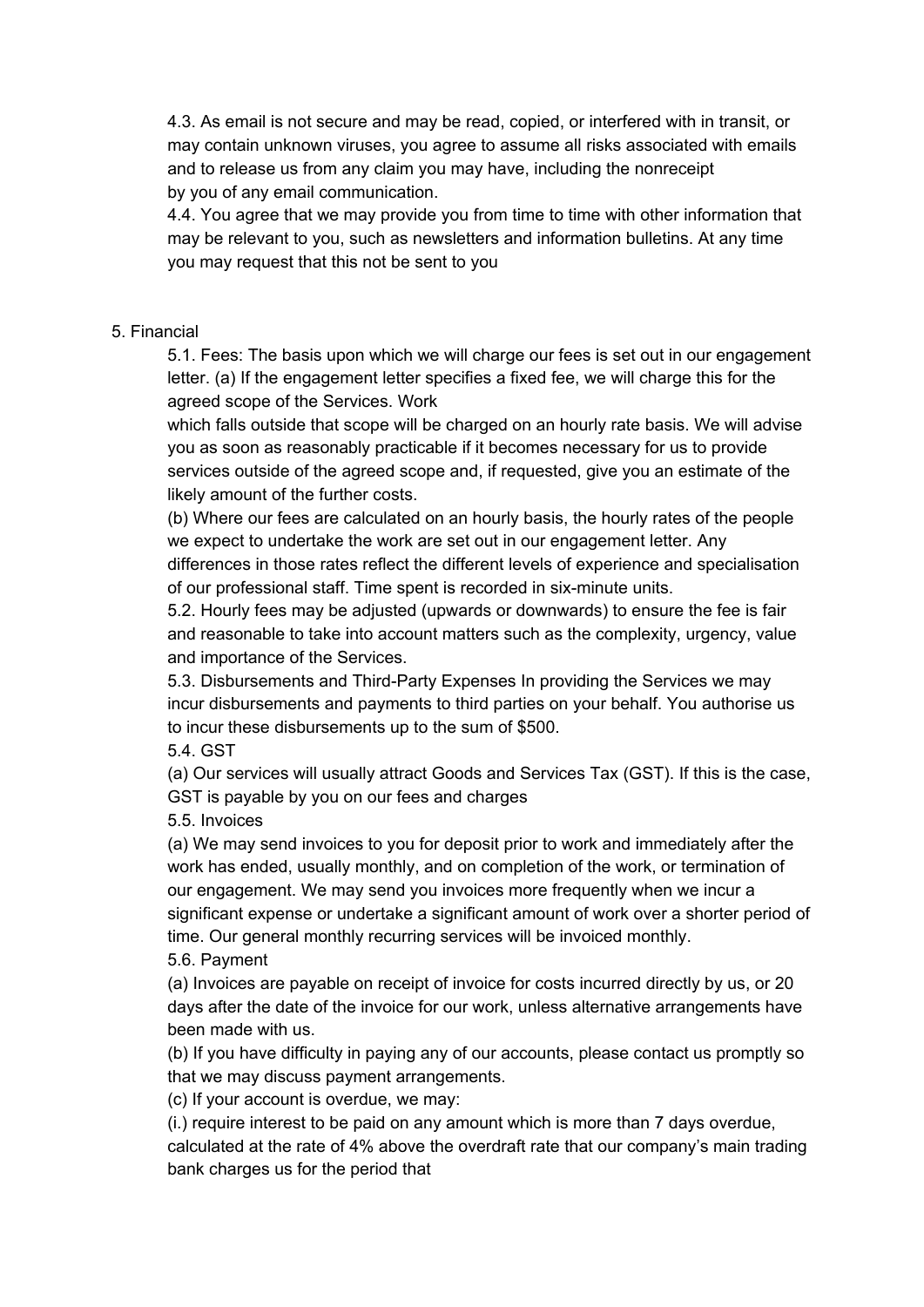4.3. As email is not secure and may be read, copied, or interfered with in transit, or may contain unknown viruses, you agree to assume all risks associated with emails and to release us from any claim you may have, including the nonreceipt by you of any email communication.

4.4. You agree that we may provide you from time to time with other information that may be relevant to you, such as newsletters and information bulletins. At any time you may request that this not be sent to you

5. Financial

5.1. Fees: The basis upon which we will charge our fees is set out in our engagement letter. (a) If the engagement letter specifies a fixed fee, we will charge this for the agreed scope of the Services. Work which falls outside that scope will be charged on an hourly rate basis. We will advise you as soon as reasonably practicable if it becomes necessary for us to provide services outside of the agreed scope and, if requested, give you an estimate of the likely amount of the further costs.

(b) Where our fees are calculated on an hourly basis, the hourly rates of the people we expect to undertake the work are set out in our engagement letter. Any differences in those rates reflect the different levels of experience and specialisation of our professional staff. Time spent is recorded in six-minute units.

5.2. Hourly fees may be adjusted (upwards or downwards) to ensure the fee is fair and reasonable to take into account matters such as the complexity, urgency, value and importance of the Services.

5.3. Disbursements and Third-Party Expenses In providing the Services we may incur disbursements and payments to third parties on your behalf. You authorise us to incur these disbursements up to the sum of $500.

5.4. GST

(a) Our services will usually attract Goods and Services Tax (GST). If this is the case, GST is payable by you on our fees and charges

5.5. Invoices

(a) We may send invoices to you for deposit prior to work and immediately after the work has ended, usually monthly, and on completion of the work, or termination of our engagement. We may send you invoices more frequently when we incur a significant expense or undertake a significant amount of work over a shorter period of time. Our general monthly recurring services will be invoiced monthly.

5.6. Payment

(a) Invoices are payable on receipt of invoice for costs incurred directly by us, or 20 days after the date of the invoice for our work, unless alternative arrangements have been made with us.

(b) If you have difficulty in paying any of our accounts, please contact us promptly so that we may discuss payment arrangements.

(c) If your account is overdue, we may:

(i.) require interest to be paid on any amount which is more than 7 days overdue, calculated at the rate of 4% above the overdraft rate that our company's main trading bank charges us for the period that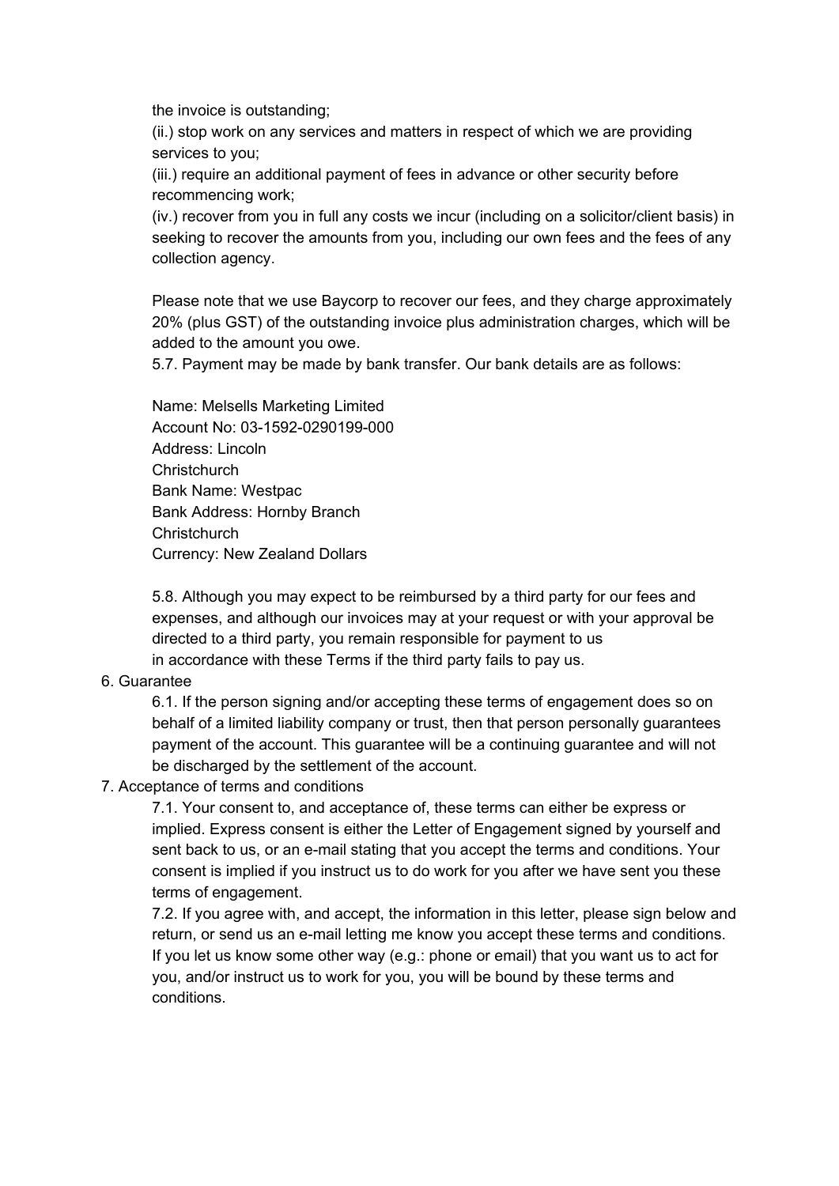the invoice is outstanding;

(ii.) stop work on any services and matters in respect of which we are providing services to you;

(iii.) require an additional payment of fees in advance or other security before recommencing work;

(iv.) recover from you in full any costs we incur (including on a solicitor/client basis) in seeking to recover the amounts from you, including our own fees and the fees of any collection agency.

Please note that we use Baycorp to recover our fees, and they charge approximately 20% (plus GST) of the outstanding invoice plus administration charges, which will be added to the amount you owe.

5.7. Payment may be made by bank transfer. Our bank details are as follows:

Name: Melsells Marketing Limited
Account No: 03-1592-0290199-000
Address: Lincoln
Christchurch
Bank Name: Westpac
Bank Address: Hornby Branch
Christchurch
Currency: New Zealand Dollars

5.8. Although you may expect to be reimbursed by a third party for our fees and expenses, and although our invoices may at your request or with your approval be directed to a third party, you remain responsible for payment to us in accordance with these Terms if the third party fails to pay us.

6. Guarantee

6.1. If the person signing and/or accepting these terms of engagement does so on behalf of a limited liability company or trust, then that person personally guarantees payment of the account. This guarantee will be a continuing guarantee and will not be discharged by the settlement of the account.

7. Acceptance of terms and conditions

7.1. Your consent to, and acceptance of, these terms can either be express or implied. Express consent is either the Letter of Engagement signed by yourself and sent back to us, or an e-mail stating that you accept the terms and conditions. Your consent is implied if you instruct us to do work for you after we have sent you these terms of engagement.

7.2. If you agree with, and accept, the information in this letter, please sign below and return, or send us an e-mail letting me know you accept these terms and conditions. If you let us know some other way (e.g.: phone or email) that you want us to act for you, and/or instruct us to work for you, you will be bound by these terms and conditions.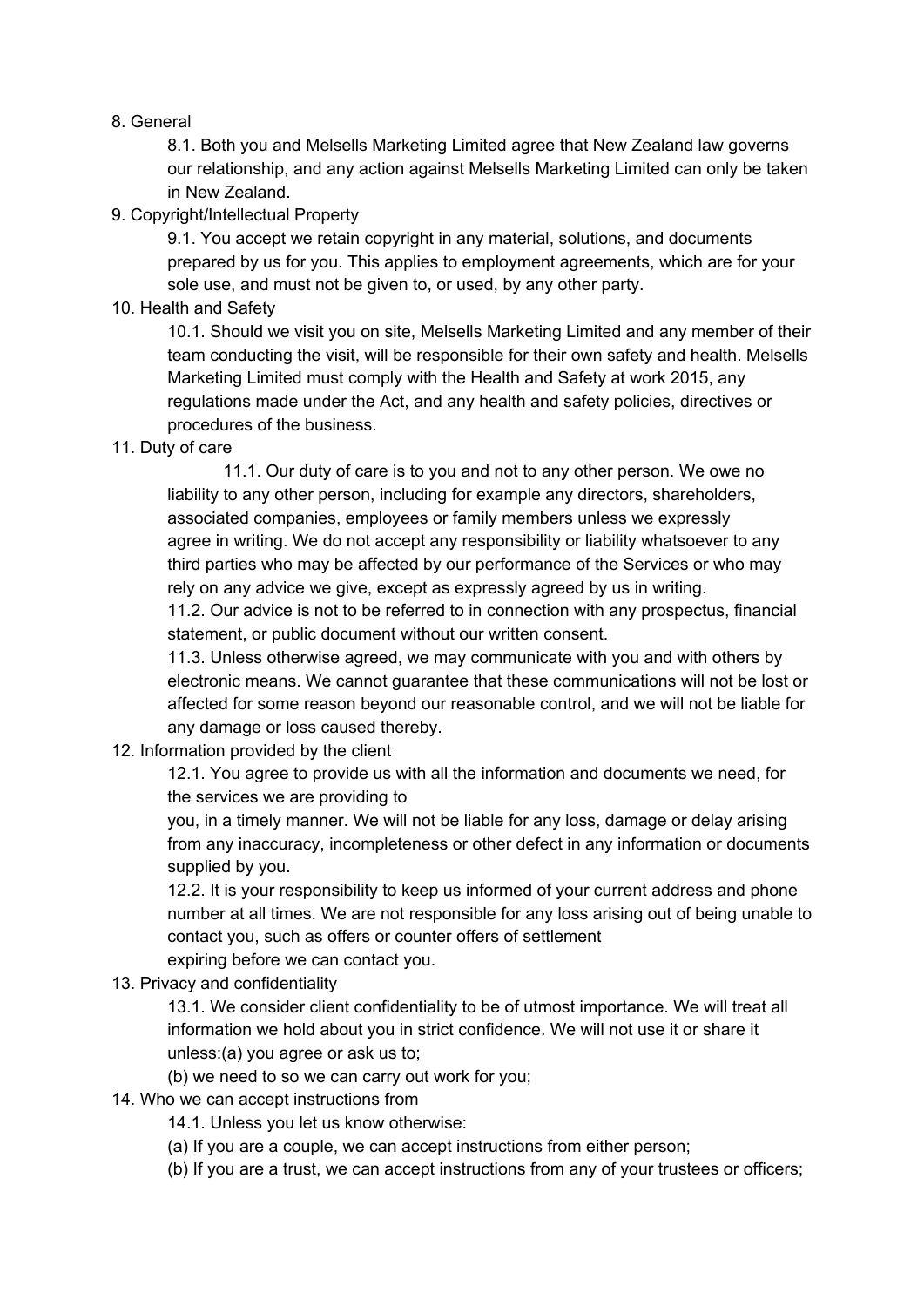8. General

    8.1. Both you and Melsells Marketing Limited agree that New Zealand law governs our relationship, and any action against Melsells Marketing Limited can only be taken in New Zealand.

9. Copyright/Intellectual Property

    9.1. You accept we retain copyright in any material, solutions, and documents prepared by us for you. This applies to employment agreements, which are for your sole use, and must not be given to, or used, by any other party.

10. Health and Safety

    10.1. Should we visit you on site, Melsells Marketing Limited and any member of their team conducting the visit, will be responsible for their own safety and health. Melsells Marketing Limited must comply with the Health and Safety at work 2015, any regulations made under the Act, and any health and safety policies, directives or procedures of the business.

11. Duty of care

    11.1. Our duty of care is to you and not to any other person. We owe no liability to any other person, including for example any directors, shareholders, associated companies, employees or family members unless we expressly agree in writing. We do not accept any responsibility or liability whatsoever to any third parties who may be affected by our performance of the Services or who may rely on any advice we give, except as expressly agreed by us in writing.

    11.2. Our advice is not to be referred to in connection with any prospectus, financial statement, or public document without our written consent.

    11.3. Unless otherwise agreed, we may communicate with you and with others by electronic means. We cannot guarantee that these communications will not be lost or affected for some reason beyond our reasonable control, and we will not be liable for any damage or loss caused thereby.

12. Information provided by the client

    12.1. You agree to provide us with all the information and documents we need, for the services we are providing to you, in a timely manner. We will not be liable for any loss, damage or delay arising from any inaccuracy, incompleteness or other defect in any information or documents supplied by you.

    12.2. It is your responsibility to keep us informed of your current address and phone number at all times. We are not responsible for any loss arising out of being unable to contact you, such as offers or counter offers of settlement expiring before we can contact you.

13. Privacy and confidentiality

    13.1. We consider client confidentiality to be of utmost importance. We will treat all information we hold about you in strict confidence. We will not use it or share it unless:(a) you agree or ask us to;

    (b) we need to so we can carry out work for you;

14. Who we can accept instructions from

    14.1. Unless you let us know otherwise:

    (a) If you are a couple, we can accept instructions from either person;

    (b) If you are a trust, we can accept instructions from any of your trustees or officers;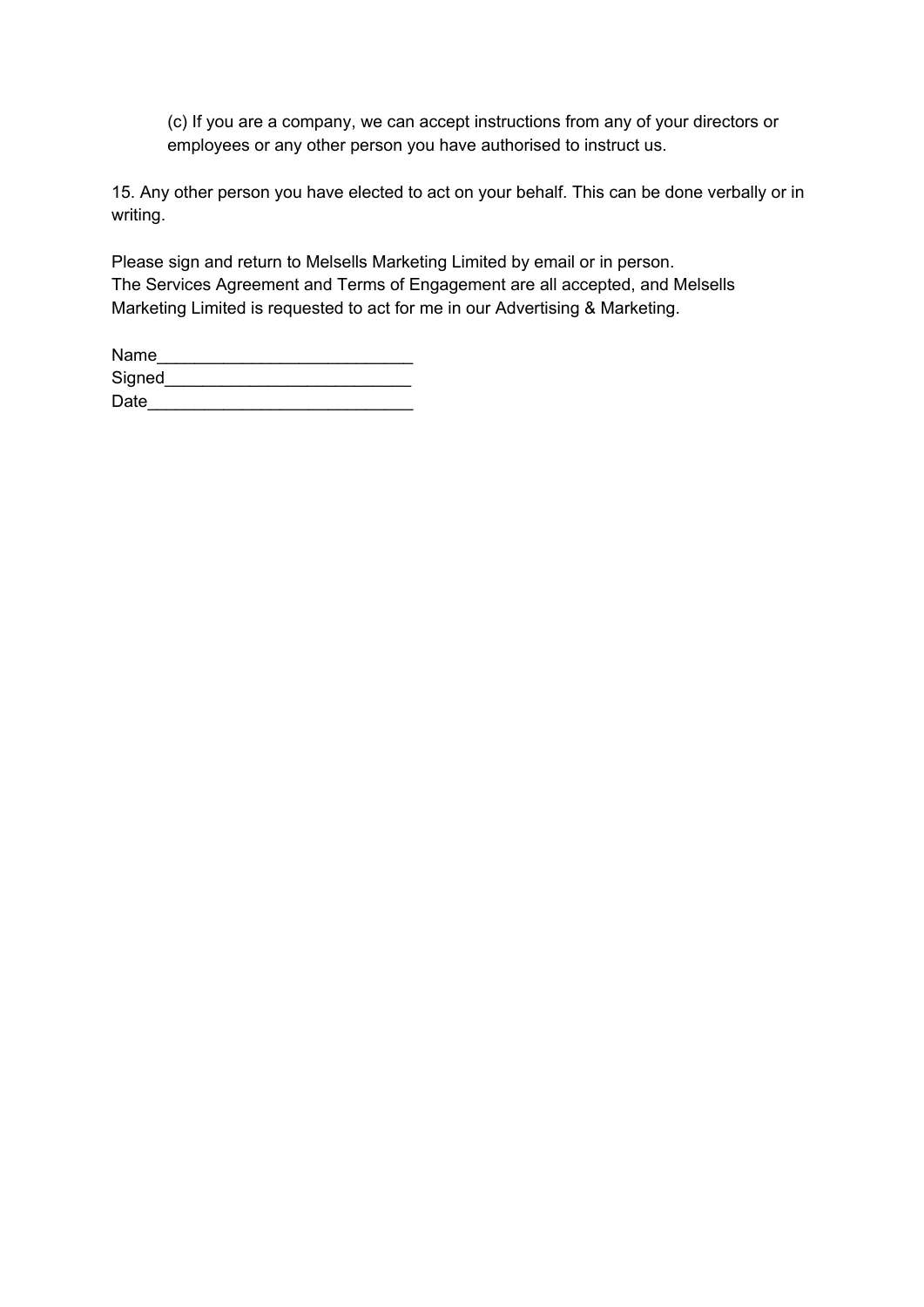(c) If you are a company, we can accept instructions from any of your directors or employees or any other person you have authorised to instruct us.

15. Any other person you have elected to act on your behalf. This can be done verbally or in writing.

Please sign and return to Melsells Marketing Limited by email or in person.
The Services Agreement and Terms of Engagement are all accepted, and Melsells Marketing Limited is requested to act for me in our Advertising & Marketing.

Name___________________________
Signed__________________________
Date____________________________